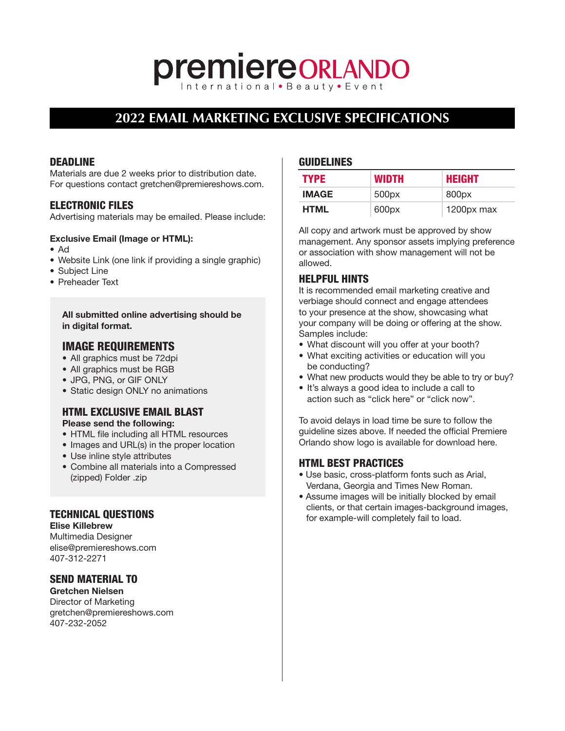# premiere ORLANDO

International • Beauty • Event

## 2022 EMAIL MARKETING EXCLUSIVE SPECIFICATIONS

### DEADLINE

Materials are due 2 weeks prior to distribution date. For questions contact gretchen@premiereshows.com.

### ELECTRONIC FILES

Advertising materials may be emailed. Please include:

**Exclusive Email (Image or HTML):**

- Ad
- Website Link (one link if providing a single graphic)
- Subject Line
- Preheader Text

**All submitted online advertising should be in digital format.**

### IMAGE REQUIREMENTS

- All graphics must be 72dpi
- All graphics must be RGB
- JPG, PNG, or GIF ONLY
- Static design ONLY no animations

### HTML EXCLUSIVE EMAIL BLAST

**Please send the following:**

- HTML file including all HTML resources
- Images and URL(s) in the proper location
- Use inline style attributes
- Combine all materials into a Compressed (zipped) Folder .zip

### TECHNICAL QUESTIONS

**Elise Killebrew**
Multimedia Designer
elise@premiereshows.com
407-312-2271

### SEND MATERIAL TO

**Gretchen Nielsen**
Director of Marketing
gretchen@premiereshows.com
407-232-2052

### GUIDELINES

| TYPE | WIDTH | HEIGHT |
|---|---|---|
| IMAGE | 500px | 800px |
| HTML | 600px | 1200px max |

All copy and artwork must be approved by show management. Any sponsor assets implying preference or association with show management will not be allowed.

### HELPFUL HINTS

It is recommended email marketing creative and verbiage should connect and engage attendees to your presence at the show, showcasing what your company will be doing or offering at the show. Samples include:

- What discount will you offer at your booth?
- What exciting activities or education will you be conducting?
- What new products would they be able to try or buy?
- It's always a good idea to include a call to action such as "click here" or "click now".

To avoid delays in load time be sure to follow the guideline sizes above. If needed the official Premiere Orlando show logo is available for download here.

### HTML BEST PRACTICES

- Use basic, cross-platform fonts such as Arial, Verdana, Georgia and Times New Roman.
- Assume images will be initially blocked by email clients, or that certain images-background images, for example-will completely fail to load.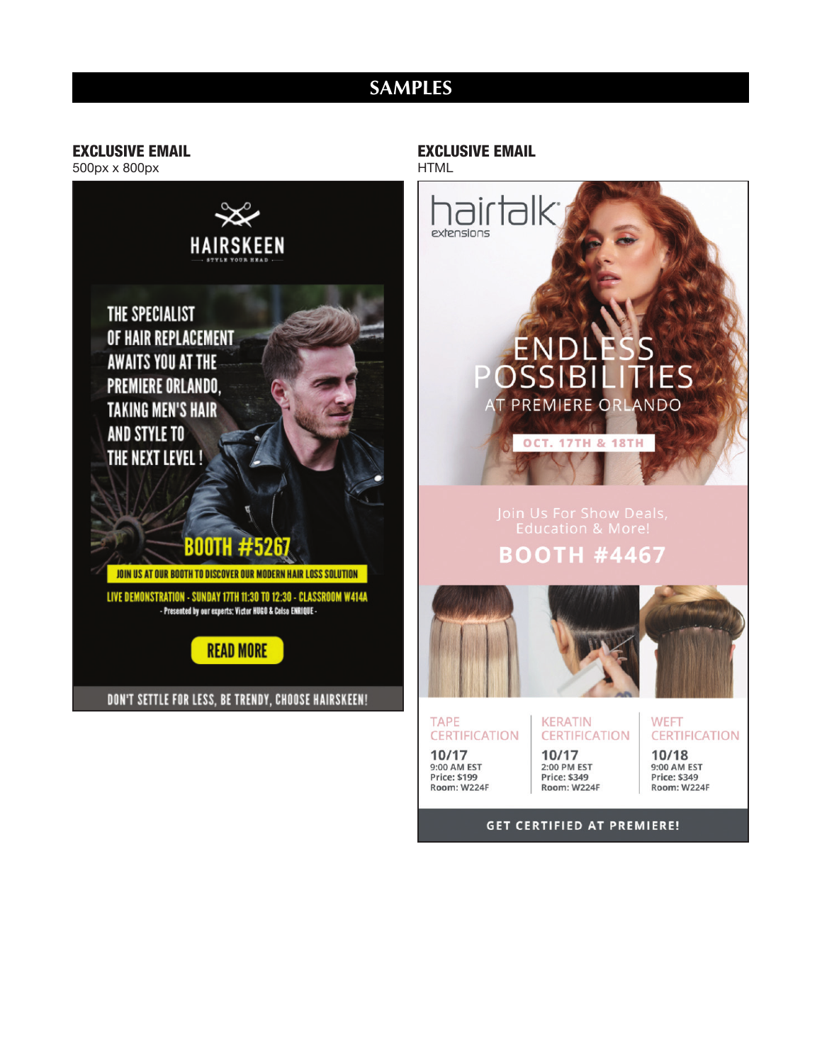# SAMPLES

## EXCLUSIVE EMAIL
500px x 800px

HAIRSKEEN

STYLE YOUR HEAD

THE SPECIALIST OF HAIR REPLACEMENT AWAITS YOU AT THE PREMIERE ORLANDO, TAKING MEN'S HAIR AND STYLE TO THE NEXT LEVEL !

BOOTH #5267

JOIN US AT OUR BOOTH TO DISCOVER OUR MODERN HAIR LOSS SOLUTION

LIVE DEMONSTRATION - SUNDAY 17TH 11:30 TO 12:30 - CLASSROOM W414A

- Presented by our experts: Victor HUGO & Celso ENRIQUE -

READ MORE

DON'T SETTLE FOR LESS, BE TRENDY, CHOOSE HAIRSKEEN!

## EXCLUSIVE EMAIL
HTML

hairtalk extensions

ENDLESS POSSIBILITIES

AT PREMIERE ORLANDO

OCT. 17TH & 18TH

Join Us For Show Deals, Education & More!

BOOTH #4467

| TAPE CERTIFICATION | KERATIN CERTIFICATION | WEFT CERTIFICATION |
|---|---|---|
| 10/17 | 10/17 | 10/18 |
| 9:00 AM EST | 2:00 PM EST | 9:00 AM EST |
| Price: $199 | Price: $349 | Price: $349 |
| Room: W224F | Room: W224F | Room: W224F |

GET CERTIFIED AT PREMIERE!